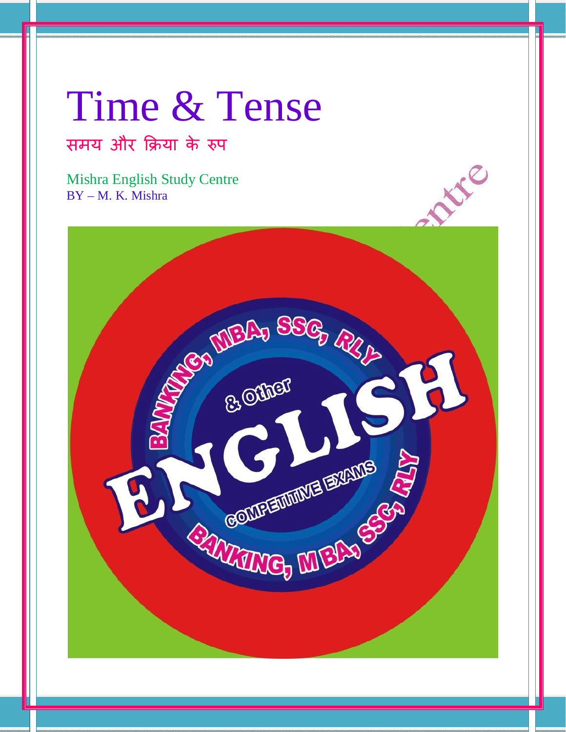# Time & Tense

## समय और क्रिया के रुप

Mishra English Study Centre
BY – M. K. Mishra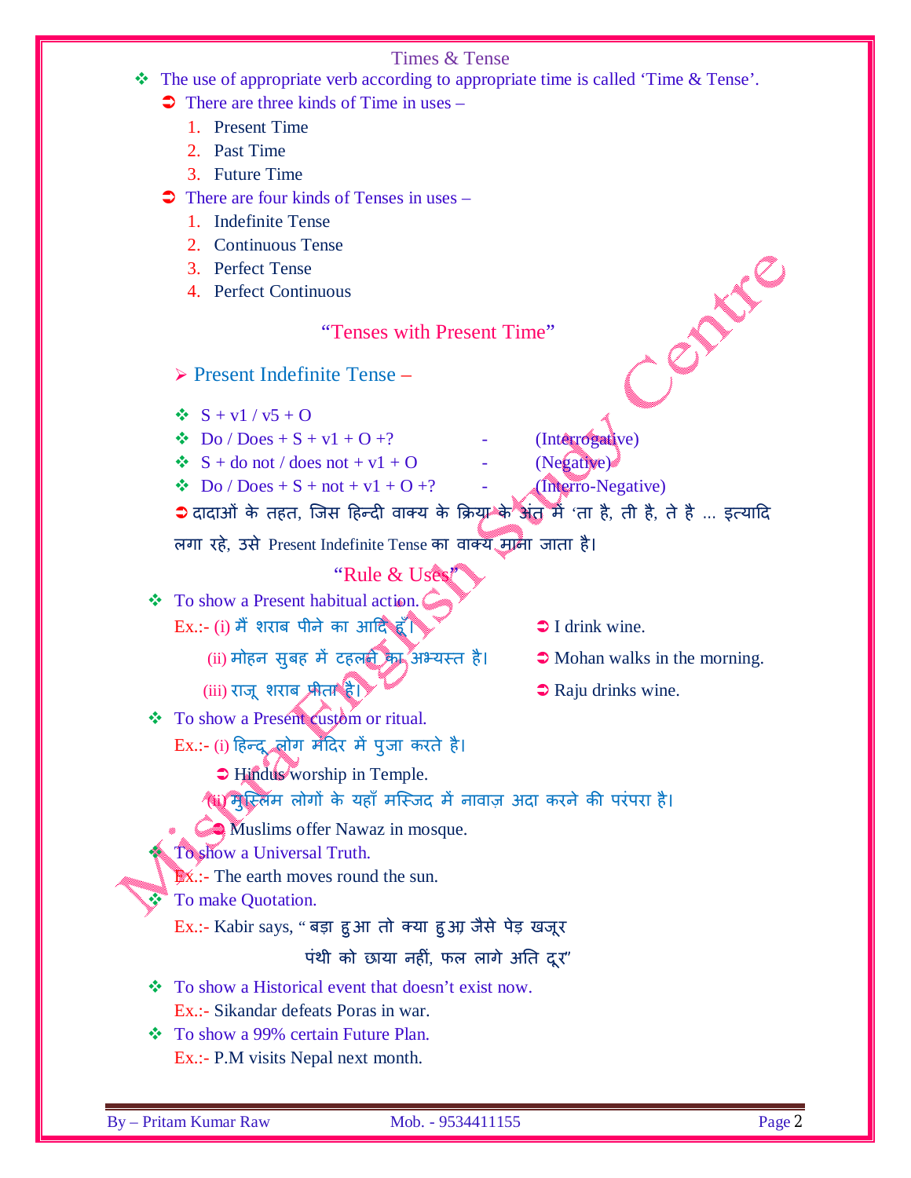# Times & Tense

- The use of appropriate verb according to appropriate time is called 'Time & Tense'.
  - There are three kinds of Time in uses –
    1. Present Time
    2. Past Time
    3. Future Time
  - There are four kinds of Tenses in uses –
    1. Indefinite Tense
    2. Continuous Tense
    3. Perfect Tense
    4. Perfect Continuous

## "Tenses with Present Time"

### Present Indefinite Tense –

- S + v1 / v5 + O
- Do / Does + S + v1 + O +? - (Interrogative)
- S + do not / does not + v1 + O - (Negative)
- Do / Does + S + not + v1 + O +? - (Interro-Negative)

दादाओं के तहत, जिस हिन्दी वाक्य के क्रिया के अंत में 'ता है, ती है, ते है ... इत्यादि लगा रहे, उसे Present Indefinite Tense का वाक्य माना जाता है।

### "Rule & Uses"

- To show a Present habitual action.

  Ex.:- (i) मैं शराब पीने का आदि हूँ। ➔ I drink wine.

  (ii) मोहन सुबह में टहलने का अभ्यस्त है। ➔ Mohan walks in the morning.

  (iii) राजू शराब पीता है। ➔ Raju drinks wine.

- To show a Present custom or ritual.

  Ex.:- (i) हिन्दू लोग मंदिर में पुजा करते है।

  ➔ Hindus worship in Temple.

  (ii) मुस्लिम लोगों के यहाँ मस्जिद में नावाज़ अदा करने की परंपरा है।

  ➔ Muslims offer Nawaz in mosque.

- To show a Universal Truth.

  Ex.:- The earth moves round the sun.

- To make Quotation.

  Ex.:- Kabir says, "बड़ा हुआ तो क्या हुआ, जैसे पेड़ खजूर

  पंथी को छाया नहीं, फल लागे अति दूर"

- To show a Historical event that doesn't exist now.

  Ex.:- Sikandar defeats Poras in war.

- To show a 99% certain Future Plan.

  Ex.:- P.M visits Nepal next month.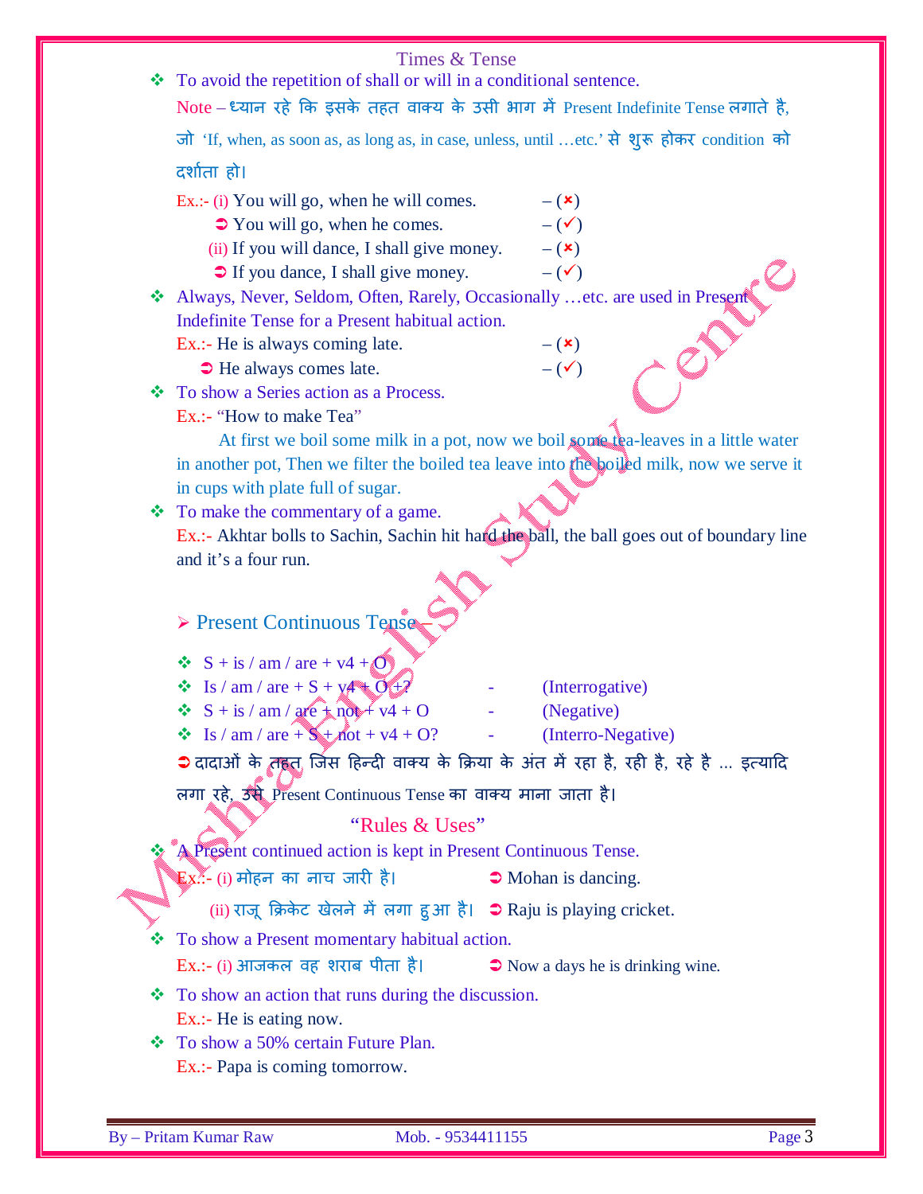- To avoid the repetition of shall or will in a conditional sentence.

  Note – ध्यान रहे कि इसके तहत वाक्य के उसी भाग में Present Indefinite Tense लगाते है, जो 'If, when, as soon as, as long as, in case, unless, until …etc.' से शुरू होकर condition को दर्शाता हो।

  Ex.:- (i) You will go, when he will comes. – (×)
  ➲ You will go, when he comes. – (✓)
  (ii) If you will dance, I shall give money. – (×)
  ➲ If you dance, I shall give money. – (✓)

- Always, Never, Seldom, Often, Rarely, Occasionally …etc. are used in Present Indefinite Tense for a Present habitual action.

  Ex.:- He is always coming late. – (×)
  ➲ He always comes late. – (✓)

- To show a Series action as a Process.

  Ex.:- "How to make Tea"

  At first we boil some milk in a pot, now we boil some tea-leaves in a little water in another pot, Then we filter the boiled tea leave into the boiled milk, now we serve it in cups with plate full of sugar.

- To make the commentary of a game.

  Ex.:- Akhtar bolls to Sachin, Sachin hit hard the ball, the ball goes out of boundary line and it's a four run.

## ➢ Present Continuous Tense –

- S + is / am / are + v4 + O
- Is / am / are + S + v4 + O + ? - (Interrogative)
- S + is / am / are + not + v4 + O - (Negative)
- Is / am / are + S + not + v4 + O? - (Interro-Negative)

➲ दादाओं के तहत जिस हिन्दी वाक्य के क्रिया के अंत में रहा है, रही है, रहे है … इत्यादि लगा रहे, उसे Present Continuous Tense का वाक्य माना जाता है।

### "Rules & Uses"

- A Present continued action is kept in Present Continuous Tense.

  Ex.:- (i) मोहन का नाच जारी है। ➲ Mohan is dancing.
  (ii) राजू क्रिकेट खेलने में लगा हुआ है। ➲ Raju is playing cricket.

- To show a Present momentary habitual action.

  Ex.:- (i) आजकल वह शराब पीता है। ➲ Now a days he is drinking wine.

- To show an action that runs during the discussion.

  Ex.:- He is eating now.

- To show a 50% certain Future Plan.

  Ex.:- Papa is coming tomorrow.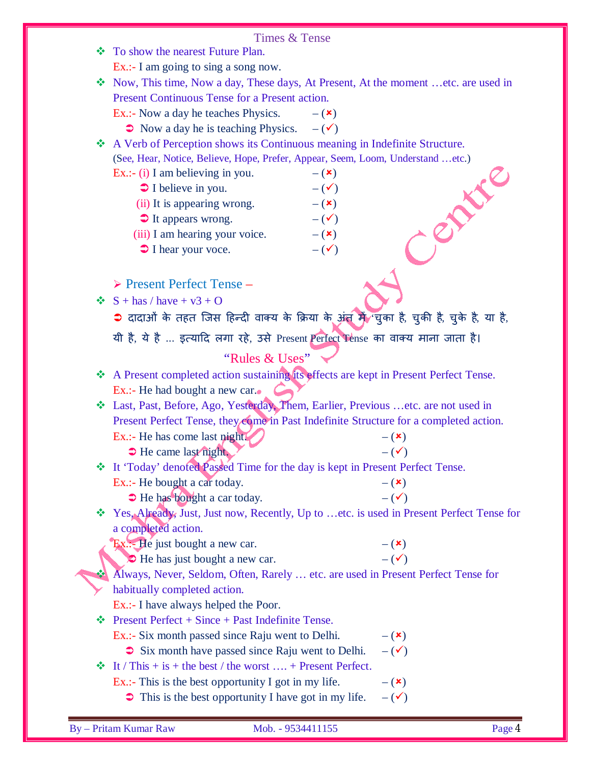Times & Tense

- To show the nearest Future Plan.

  Ex.:- I am going to sing a song now.

- Now, This time, Now a day, These days, At Present, At the moment …etc. are used in Present Continuous Tense for a Present action.

  Ex.:- Now a day he teaches Physics. – (×)

  ➲ Now a day he is teaching Physics. – (✓)

- A Verb of Perception shows its Continuous meaning in Indefinite Structure.

  (See, Hear, Notice, Believe, Hope, Prefer, Appear, Seem, Loom, Understand …etc.)

  Ex.:- (i) I am believing in you. – (×)

  ➲ I believe in you. – (✓)

  (ii) It is appearing wrong. – (×)

  ➲ It appears wrong. – (✓)

  (iii) I am hearing your voice. – (×)

  ➲ I hear your voce. – (✓)

## ➢ Present Perfect Tense –

- S + has / have + v3 + O

  ➲ दादाओं के तहत जिस हिन्दी वाक्य के क्रिया के अंत में 'चुका है, चुकी है, चुके है, या है, यी है, ये है ... इत्यादि लगा रहे, उसे Present Perfect Tense का वाक्य माना जाता है।

### "Rules & Uses"

- A Present completed action sustaining its effects are kept in Present Perfect Tense.

  Ex.:- He had bought a new car.

- Last, Past, Before, Ago, Yesterday, Them, Earlier, Previous …etc. are not used in Present Perfect Tense, they come in Past Indefinite Structure for a completed action.

  Ex.:- He has come last night. – (×)

  ➲ He came last night. – (✓)

- It 'Today' denoted Passed Time for the day is kept in Present Perfect Tense.

  Ex.:- He bought a car today. – (×)

  ➲ He has bought a car today. – (✓)

- Yes, Already, Just, Just now, Recently, Up to …etc. is used in Present Perfect Tense for a completed action.

  Ex.:- He just bought a new car. – (×)

  ➲ He has just bought a new car. – (✓)

- Always, Never, Seldom, Often, Rarely … etc. are used in Present Perfect Tense for habitually completed action.

  Ex.:- I have always helped the Poor.

- Present Perfect + Since + Past Indefinite Tense.

  Ex.:- Six month passed since Raju went to Delhi. – (×)

  ➲ Six month have passed since Raju went to Delhi. – (✓)

- It / This + is + the best / the worst …. + Present Perfect.

  Ex.:- This is the best opportunity I got in my life. – (×)

  ➲ This is the best opportunity I have got in my life. – (✓)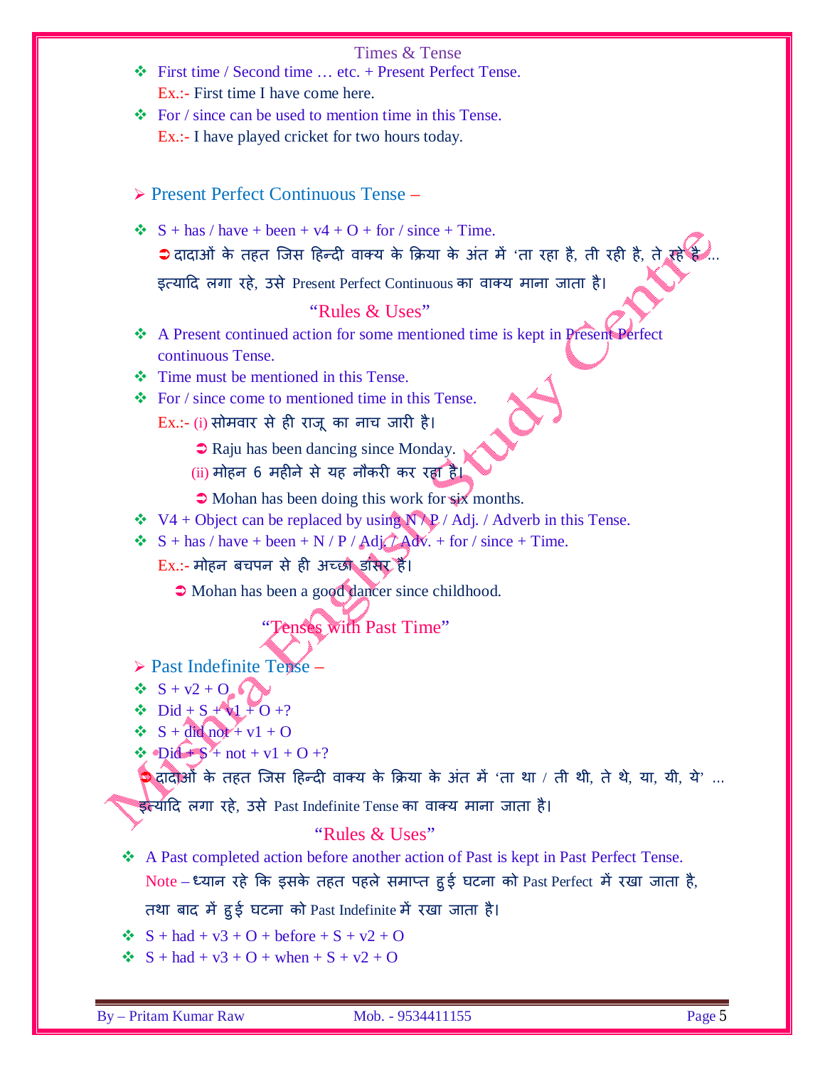- First time / Second time … etc. + Present Perfect Tense.
  Ex.:- First time I have come here.
- For / since can be used to mention time in this Tense.
  Ex.:- I have played cricket for two hours today.

## ➢ Present Perfect Continuous Tense –

- S + has / have + been + v4 + O + for / since + Time.
  ➲ दादाओं के तहत जिस हिन्दी वाक्य के क्रिया के अंत में 'ता रहा है, ती रही है, ते रहे है ... इत्यादि लगा रहे, उसे Present Perfect Continuous का वाक्य माना जाता है।

### "Rules & Uses"

- A Present continued action for some mentioned time is kept in Present Perfect continuous Tense.
- Time must be mentioned in this Tense.
- For / since come to mentioned time in this Tense.
  Ex.:- (i) सोमवार से ही राजू का नाच जारी है।
  ➲ Raju has been dancing since Monday.
  (ii) मोहन 6 महीने से यह नौकरी कर रहा है।
  ➲ Mohan has been doing this work for six months.
- V4 + Object can be replaced by using N / P / Adj. / Adverb in this Tense.
- S + has / have + been + N / P / Adj. / Adv. + for / since + Time.
  Ex.:- मोहन बचपन से ही अच्छा डांसर है।
  ➲ Mohan has been a good dancer since childhood.

### "Tenses with Past Time"

## ➢ Past Indefinite Tense –

- S + v2 + O
- Did + S + v1 + O +?
- S + did not + v1 + O
- Did + S + not + v1 + O +?

➲ दादाओं के तहत जिस हिन्दी वाक्य के क्रिया के अंत में 'ता था / ती थी, ते थे, या, यी, ये' ... इत्यादि लगा रहे, उसे Past Indefinite Tense का वाक्य माना जाता है।

### "Rules & Uses"

- A Past completed action before another action of Past is kept in Past Perfect Tense.
  Note – ध्यान रहे कि इसके तहत पहले समाप्त हुई घटना को Past Perfect में रखा जाता है, तथा बाद में हुई घटना को Past Indefinite में रखा जाता है।
- S + had + v3 + O + before + S + v2 + O
- S + had + v3 + O + when + S + v2 + O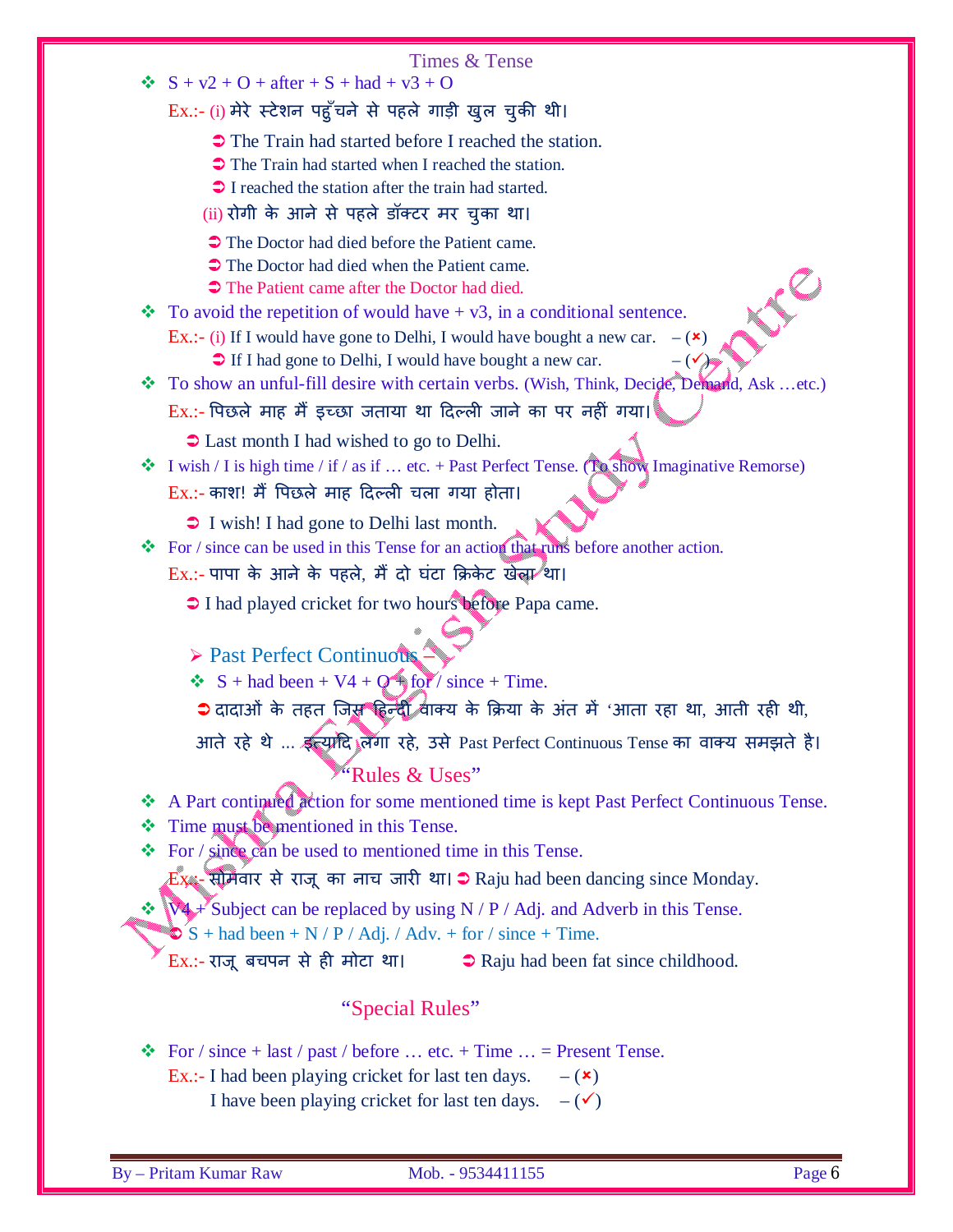## Times & Tense

- S + v2 + O + after + S + had + v3 + O

  Ex.:- (i) मेरे स्टेशन पहुँचने से पहले गाड़ी खुल चुकी थी।

  - ➲ The Train had started before I reached the station.
  - ➲ The Train had started when I reached the station.
  - ➲ I reached the station after the train had started.

  (ii) रोगी के आने से पहले डॉक्टर मर चुका था।

  - ➲ The Doctor had died before the Patient came.
  - ➲ The Doctor had died when the Patient came.
  - ➲ The Patient came after the Doctor had died.

- To avoid the repetition of would have + v3, in a conditional sentence.

  Ex.:- (i) If I would have gone to Delhi, I would have bought a new car. – (✗)

  ➲ If I had gone to Delhi, I would have bought a new car. – (✓)

- To show an unful-fill desire with certain verbs. (Wish, Think, Decide, Demand, Ask …etc.)

  Ex.:- पिछले माह मैं इच्छा जताया था दिल्ली जाने का पर नहीं गया।

  ➲ Last month I had wished to go to Delhi.

- I wish / I is high time / if / as if … etc. + Past Perfect Tense. (To show Imaginative Remorse)

  Ex.:- काश! मैं पिछले माह दिल्ली चला गया होता।

  ➲ I wish! I had gone to Delhi last month.

- For / since can be used in this Tense for an action that runs before another action.

  Ex.:- पापा के आने के पहले, मैं दो घंटा क्रिकेट खेला था।

  ➲ I had played cricket for two hours before Papa came.

### ➢ Past Perfect Continuous –

- S + had been + V4 + O + for / since + Time.

➲ दादाओं के तहत जिस हिन्दी वाक्य के क्रिया के अंत में 'आता रहा था, आती रही थी, आते रहे थे … इत्यादि लगा रहे, उसे Past Perfect Continuous Tense का वाक्य समझते है।

### "Rules & Uses"

- A Part continued action for some mentioned time is kept Past Perfect Continuous Tense.
- Time must be mentioned in this Tense.
- For / since can be used to mentioned time in this Tense.

  Ex.:- सोमवार से राजू का नाच जारी था। ➲ Raju had been dancing since Monday.

- V4 + Subject can be replaced by using N / P / Adj. and Adverb in this Tense.

  ➲ S + had been + N / P / Adj. / Adv. + for / since + Time.

  Ex.:- राजू बचपन से ही मोटा था। ➲ Raju had been fat since childhood.

### "Special Rules"

- For / since + last / past / before … etc. + Time … = Present Tense.

  Ex.:- I had been playing cricket for last ten days. – (✗)

  I have been playing cricket for last ten days. – (✓)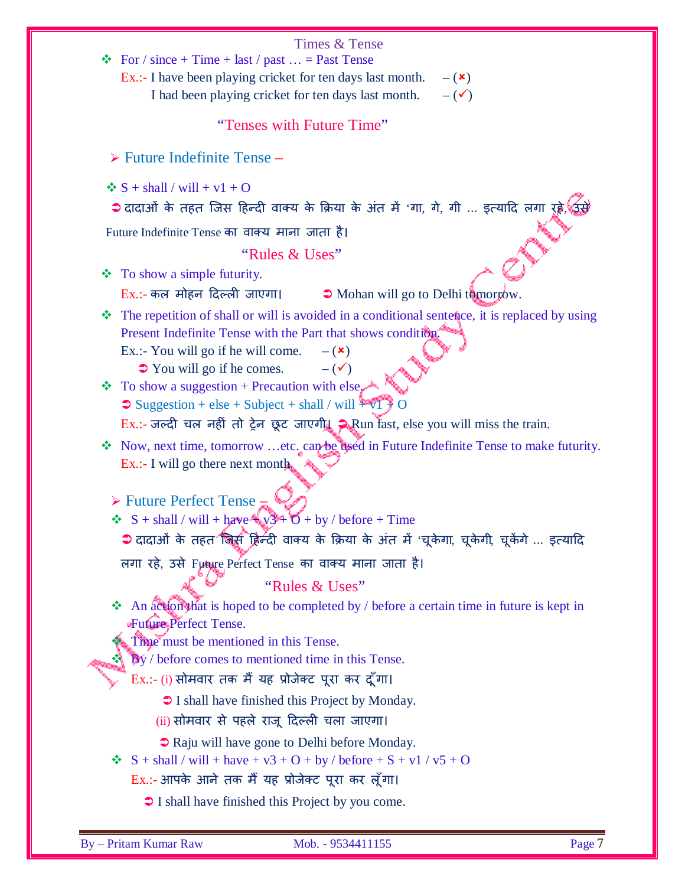❖ For / since + Time + last / past … = Past Tense

Ex.:- I have been playing cricket for ten days last month. – (×)

I had been playing cricket for ten days last month. – (✓)

## "Tenses with Future Time"

### ➢ Future Indefinite Tense –

❖ S + shall / will + v1 + O

➲ दादाओं के तहत जिस हिन्दी वाक्य के क्रिया के अंत में 'गा, गे, गी … इत्यादि लगा रहे, उसे Future Indefinite Tense का वाक्य माना जाता है।

#### "Rules & Uses"

❖ To show a simple futurity.

Ex.:- कल मोहन दिल्ली जाएगा। ➲ Mohan will go to Delhi tomorrow.

❖ The repetition of shall or will is avoided in a conditional sentence, it is replaced by using Present Indefinite Tense with the Part that shows condition.

Ex.:- You will go if he will come. – (×)

➲ You will go if he comes. – (✓)

❖ To show a suggestion + Precaution with else.

➲ Suggestion + else + Subject + shall / will + v1 + O

Ex.:- जल्दी चल नहीं तो ट्रेन छूट जाएगी। ➲ Run fast, else you will miss the train.

❖ Now, next time, tomorrow …etc. can be used in Future Indefinite Tense to make futurity.

Ex.:- I will go there next month.

### ➢ Future Perfect Tense –

❖ S + shall / will + have + v3 + O + by / before + Time

➲ दादाओं के तहत जिस हिन्दी वाक्य के क्रिया के अंत में 'चूकेगा, चूकेगी, चूकेंगे … इत्यादि लगा रहे, उसे Future Perfect Tense का वाक्य माना जाता है।

#### "Rules & Uses"

❖ An action that is hoped to be completed by / before a certain time in future is kept in Future Perfect Tense.

❖ Time must be mentioned in this Tense.

❖ By / before comes to mentioned time in this Tense.

Ex.:- (i) सोमवार तक मैं यह प्रोजेक्ट पूरा कर दूँगा।

➲ I shall have finished this Project by Monday.

(ii) सोमवार से पहले राजू दिल्ली चला जाएगा।

➲ Raju will have gone to Delhi before Monday.

❖ S + shall / will + have + v3 + O + by / before + S + v1 / v5 + O

Ex.:- आपके आने तक मैं यह प्रोजेक्ट पूरा कर लूँगा।

➲ I shall have finished this Project by you come.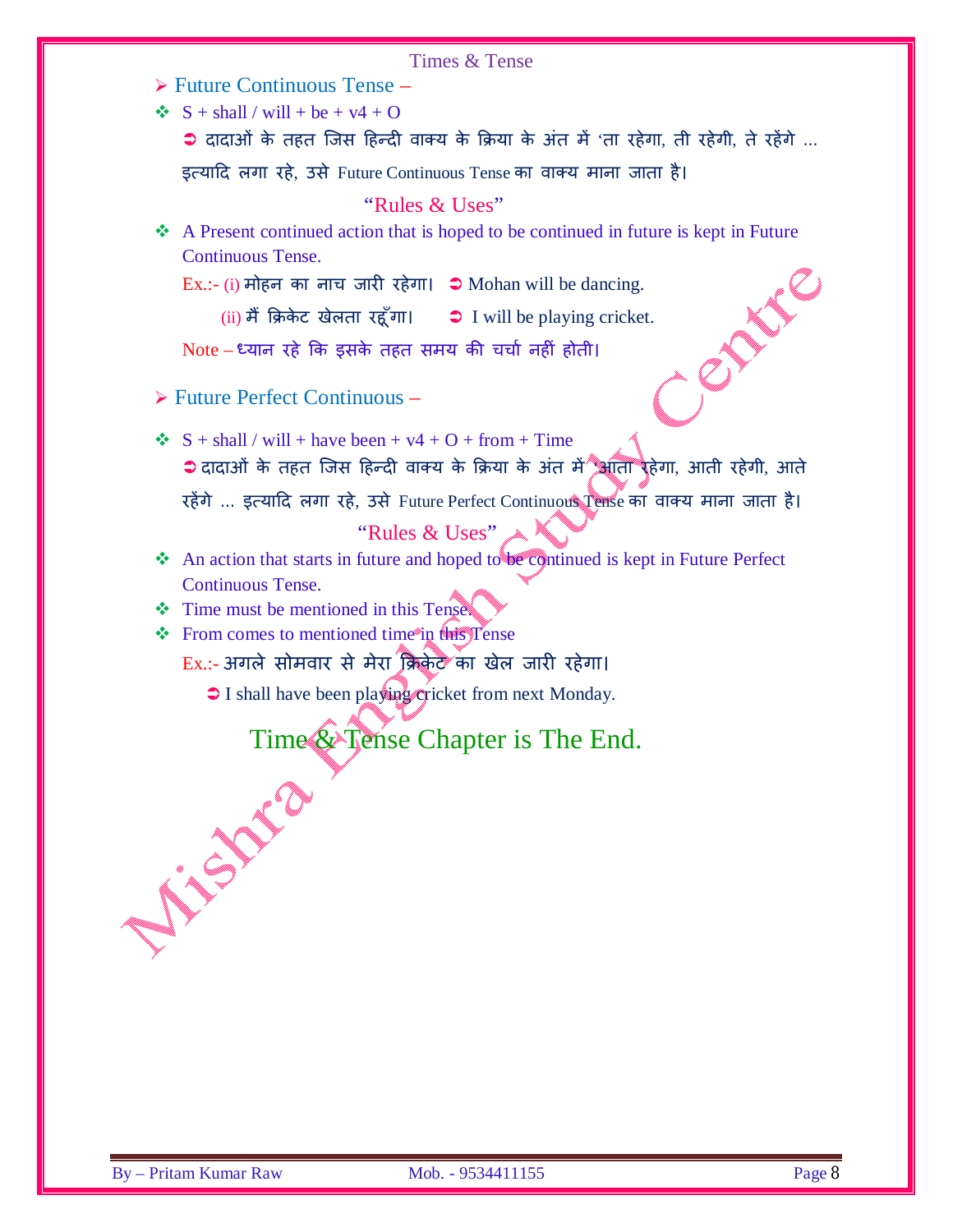## ➢ Future Continuous Tense –

❖ S + shall / will + be + v4 + O

➲ दादाओं के तहत जिस हिन्दी वाक्य के क्रिया के अंत में 'ता रहेगा, ती रहेगी, ते रहेंगे ... इत्यादि लगा रहे, उसे Future Continuous Tense का वाक्य माना जाता है।

### "Rules & Uses"

❖ A Present continued action that is hoped to be continued in future is kept in Future Continuous Tense.

Ex.:- (i) मोहन का नाच जारी रहेगा। ➲ Mohan will be dancing.

(ii) मैं क्रिकेट खेलता रहूँगा। ➲ I will be playing cricket.

Note – ध्यान रहे कि इसके तहत समय की चर्चा नहीं होती।

## ➢ Future Perfect Continuous –

❖ S + shall / will + have been + v4 + O + from + Time

➲ दादाओं के तहत जिस हिन्दी वाक्य के क्रिया के अंत में 'आता रहेगा, आती रहेगी, आते रहेंगे ... इत्यादि लगा रहे, उसे Future Perfect Continuous Tense का वाक्य माना जाता है।

### "Rules & Uses"

❖ An action that starts in future and hoped to be continued is kept in Future Perfect Continuous Tense.

❖ Time must be mentioned in this Tense.

❖ From comes to mentioned time in this Tense

Ex.:- अगले सोमवार से मेरा क्रिकेट का खेल जारी रहेगा।

➲ I shall have been playing cricket from next Monday.

## Time & Tense Chapter is The End.